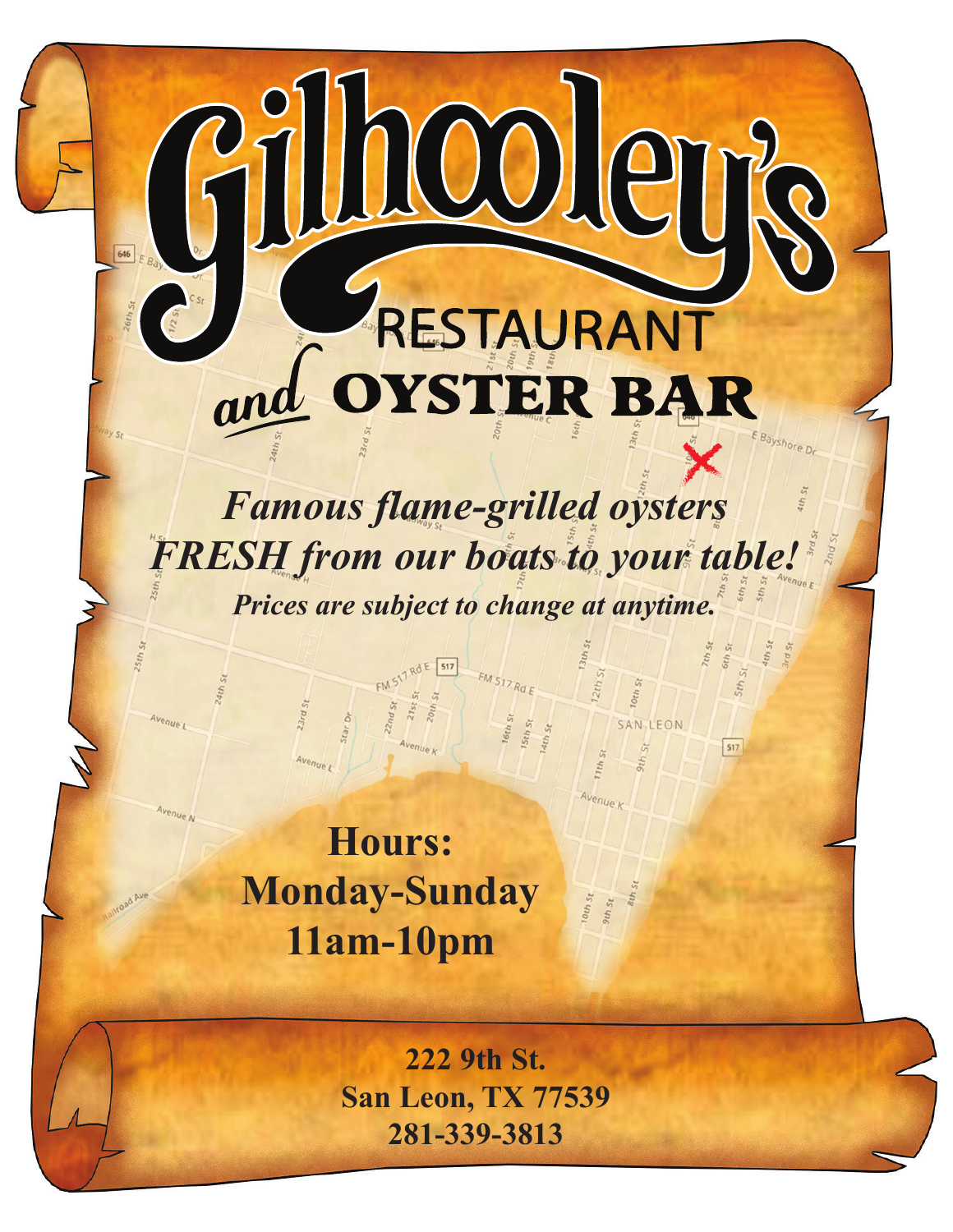# Gilhooley's

## RESTAURANT and OYSTER BAR

***Famous flame-grilled oysters***
***FRESH from our boats to your table!***

***Prices are subject to change at anytime.***

**Hours:**
**Monday-Sunday**
**11am-10pm**

**222 9th St.**
**San Leon, TX 77539**
**281-339-3813**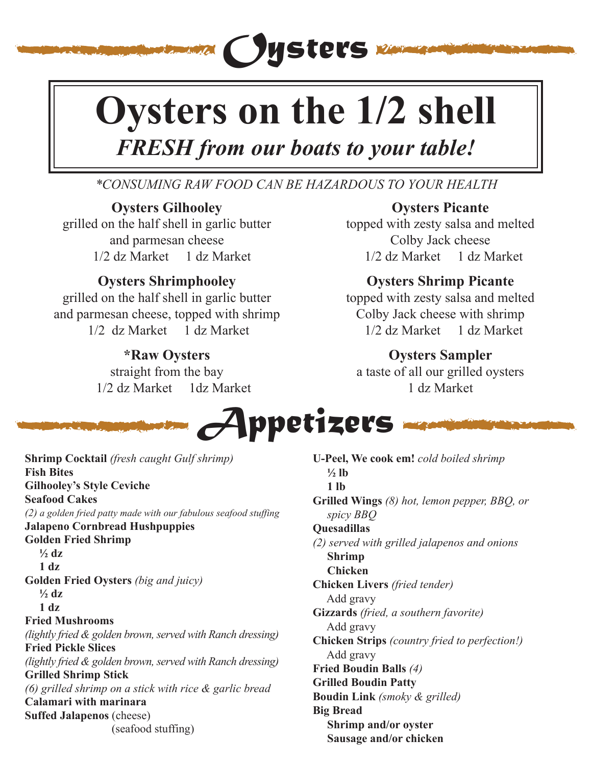# Oysters

## Oysters on the 1/2 shell

*FRESH from our boats to your table!*

**CONSUMING RAW FOOD CAN BE HAZARDOUS TO YOUR HEALTH*

### Oysters Gilhooley

grilled on the half shell in garlic butter and parmesan cheese

1/2 dz Market 1 dz Market

### Oysters Shrimphooley

grilled on the half shell in garlic butter and parmesan cheese, topped with shrimp

1/2 dz Market 1 dz Market

### *Raw Oysters

straight from the bay

1/2 dz Market 1dz Market

### Oysters Picante

topped with zesty salsa and melted Colby Jack cheese

1/2 dz Market 1 dz Market

### Oysters Shrimp Picante

topped with zesty salsa and melted Colby Jack cheese with shrimp

1/2 dz Market 1 dz Market

### Oysters Sampler

a taste of all our grilled oysters

1 dz Market

# Appetizers

**Shrimp Cocktail** *(fresh caught Gulf shrimp)*

**Fish Bites**

**Gilhooley's Style Ceviche**

**Seafood Cakes**

*(2) a golden fried patty made with our fabulous seafood stuffing*

**Jalapeno Cornbread Hushpuppies**

**Golden Fried Shrimp**
- **½ dz**
- **1 dz**

**Golden Fried Oysters** *(big and juicy)*
- **½ dz**
- **1 dz**

**Fried Mushrooms**

*(lightly fried & golden brown, served with Ranch dressing)*

**Fried Pickle Slices**

*(lightly fried & golden brown, served with Ranch dressing)*

**Grilled Shrimp Stick**

*(6) grilled shrimp on a stick with rice & garlic bread*

**Calamari with marinara**

**Suffed Jalapenos** (cheese)
(seafood stuffing)

**U-Peel, We cook em!** *cold boiled shrimp*
- **½ lb**
- **1 lb**

**Grilled Wings** *(8) hot, lemon pepper, BBQ, or spicy BBQ*

**Quesadillas**

*(2) served with grilled jalapenos and onions*
- **Shrimp**
- **Chicken**

**Chicken Livers** *(fried tender)*
- Add gravy

**Gizzards** *(fried, a southern favorite)*
- Add gravy

**Chicken Strips** *(country fried to perfection!)*
- Add gravy

**Fried Boudin Balls** *(4)*

**Grilled Boudin Patty**

**Boudin Link** *(smoky & grilled)*

**Big Bread**
- **Shrimp and/or oyster**
- **Sausage and/or chicken**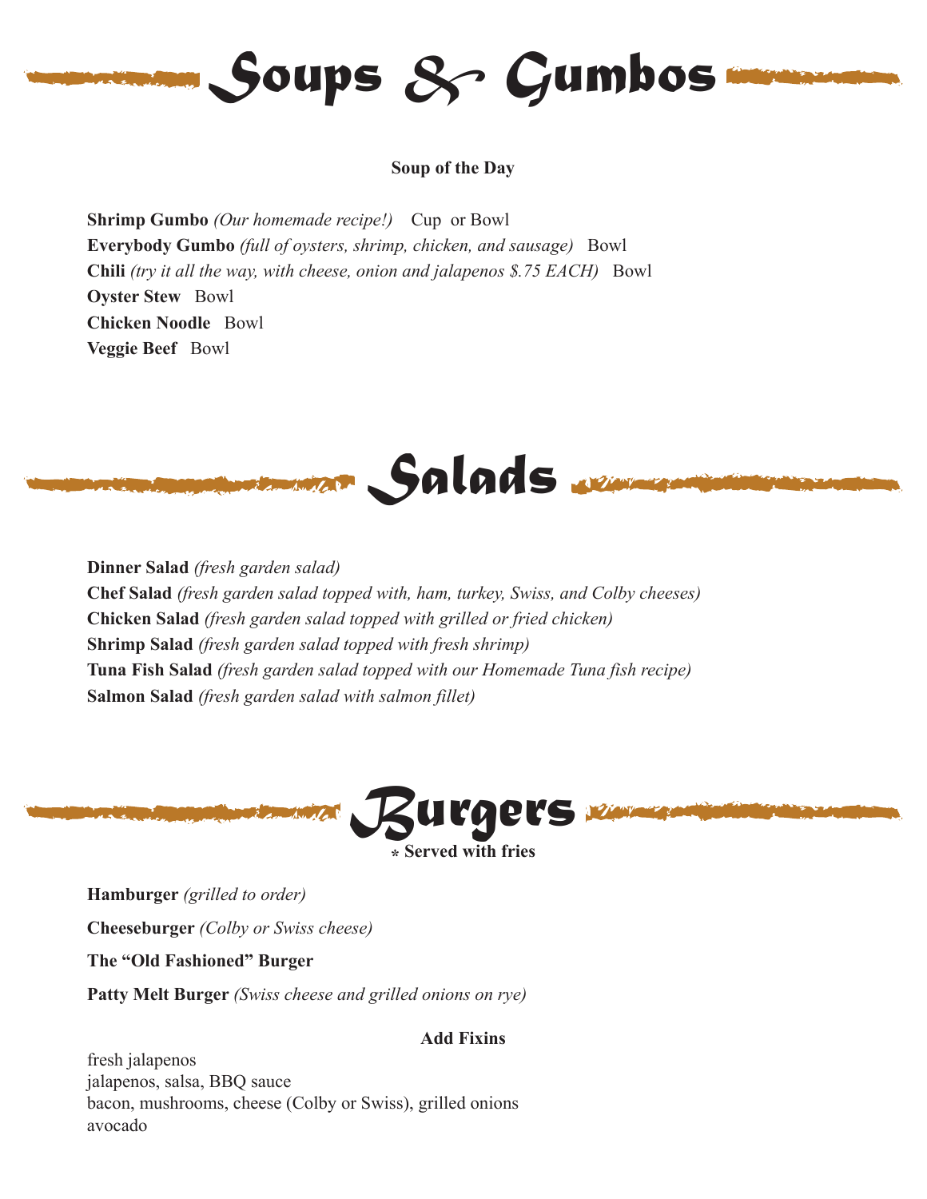# Soups & Gumbos

**Soup of the Day**

**Shrimp Gumbo** *(Our homemade recipe!)* Cup or Bowl
**Everybody Gumbo** *(full of oysters, shrimp, chicken, and sausage)* Bowl
**Chili** *(try it all the way, with cheese, onion and jalapenos $.75 EACH)* Bowl
**Oyster Stew** Bowl
**Chicken Noodle** Bowl
**Veggie Beef** Bowl

# Salads

**Dinner Salad** *(fresh garden salad)*
**Chef Salad** *(fresh garden salad topped with, ham, turkey, Swiss, and Colby cheeses)*
**Chicken Salad** *(fresh garden salad topped with grilled or fried chicken)*
**Shrimp Salad** *(fresh garden salad topped with fresh shrimp)*
**Tuna Fish Salad** *(fresh garden salad topped with our Homemade Tuna fish recipe)*
**Salmon Salad** *(fresh garden salad with salmon fillet)*

# Burgers

**\* Served with fries**

**Hamburger** *(grilled to order)*

**Cheeseburger** *(Colby or Swiss cheese)*

**The "Old Fashioned" Burger**

**Patty Melt Burger** *(Swiss cheese and grilled onions on rye)*

**Add Fixins**

fresh jalapenos
jalapenos, salsa, BBQ sauce
bacon, mushrooms, cheese (Colby or Swiss), grilled onions
avocado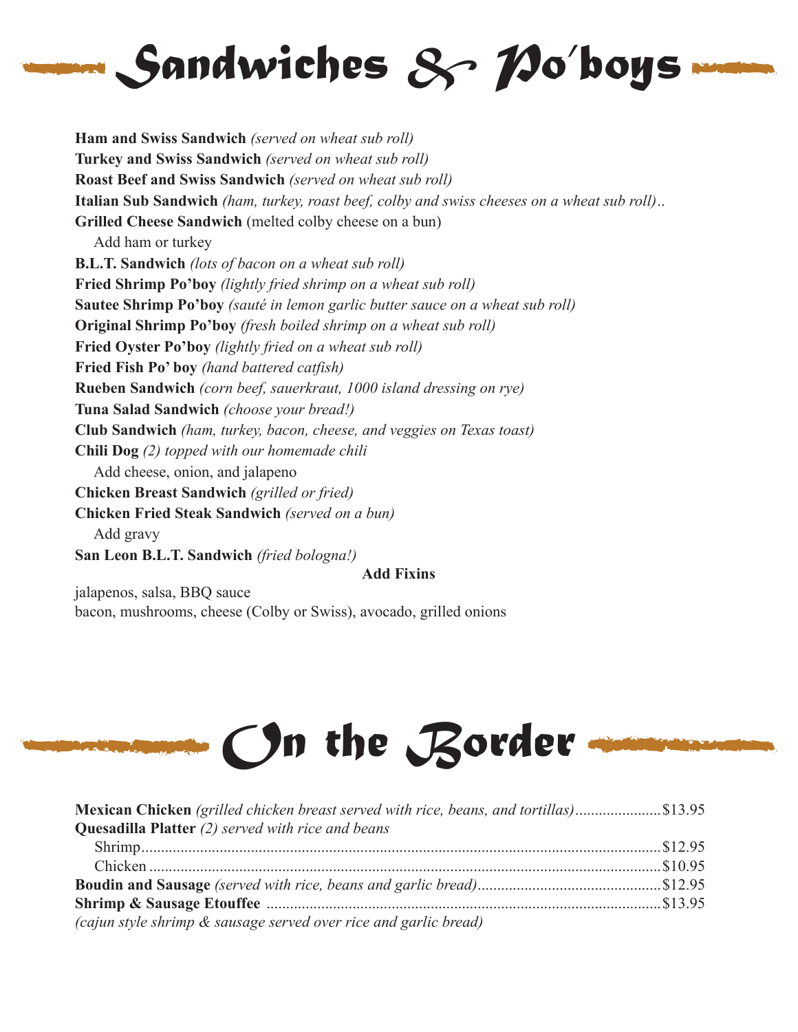# Sandwiches & Po'boys

**Ham and Swiss Sandwich** *(served on wheat sub roll)*
**Turkey and Swiss Sandwich** *(served on wheat sub roll)*
**Roast Beef and Swiss Sandwich** *(served on wheat sub roll)*
**Italian Sub Sandwich** *(ham, turkey, roast beef, colby and swiss cheeses on a wheat sub roll)..*
**Grilled Cheese Sandwich** (melted colby cheese on a bun)
  Add ham or turkey
**B.L.T. Sandwich** *(lots of bacon on a wheat sub roll)*
**Fried Shrimp Po'boy** *(lightly fried shrimp on a wheat sub roll)*
**Sautee Shrimp Po'boy** *(sauté in lemon garlic butter sauce on a wheat sub roll)*
**Original Shrimp Po'boy** *(fresh boiled shrimp on a wheat sub roll)*
**Fried Oyster Po'boy** *(lightly fried on a wheat sub roll)*
**Fried Fish Po' boy** *(hand battered catfish)*
**Rueben Sandwich** *(corn beef, sauerkraut, 1000 island dressing on rye)*
**Tuna Salad Sandwich** *(choose your bread!)*
**Club Sandwich** *(ham, turkey, bacon, cheese, and veggies on Texas toast)*
**Chili Dog** *(2) topped with our homemade chili*
  Add cheese, onion, and jalapeno
**Chicken Breast Sandwich** *(grilled or fried)*
**Chicken Fried Steak Sandwich** *(served on a bun)*
  Add gravy
**San Leon B.L.T. Sandwich** *(fried bologna!)*

**Add Fixins**

jalapenos, salsa, BBQ sauce
bacon, mushrooms, cheese (Colby or Swiss), avocado, grilled onions

# On the Border

**Mexican Chicken** *(grilled chicken breast served with rice, beans, and tortillas)*......$13.95
**Quesadilla Platter** *(2) served with rice and beans*
  Shrimp......$12.95
  Chicken......$10.95
**Boudin and Sausage** *(served with rice, beans and garlic bread)*......$12.95
**Shrimp & Sausage Etouffee**......$13.95
*(cajun style shrimp & sausage served over rice and garlic bread)*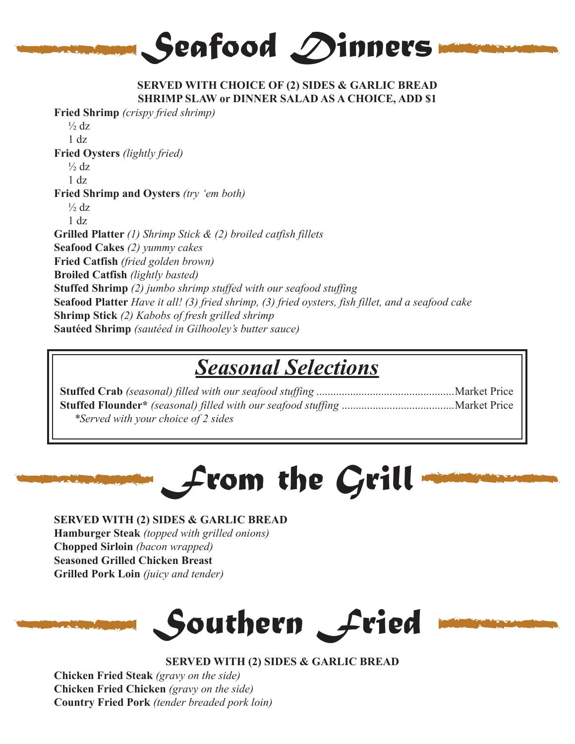# Seafood Dinners

**SERVED WITH CHOICE OF (2) SIDES & GARLIC BREAD**
**SHRIMP SLAW or DINNER SALAD AS A CHOICE, ADD $1**

**Fried Shrimp** *(crispy fried shrimp)*
- ½ dz
- 1 dz

**Fried Oysters** *(lightly fried)*
- ½ dz
- 1 dz

**Fried Shrimp and Oysters** *(try 'em both)*
- ½ dz
- 1 dz

**Grilled Platter** *(1) Shrimp Stick & (2) broiled catfish fillets*
**Seafood Cakes** *(2) yummy cakes*
**Fried Catfish** *(fried golden brown)*
**Broiled Catfish** *(lightly basted)*
**Stuffed Shrimp** *(2) jumbo shrimp stuffed with our seafood stuffing*
**Seafood Platter** *Have it all! (3) fried shrimp, (3) fried oysters, fish fillet, and a seafood cake*
**Shrimp Stick** *(2) Kabobs of fresh grilled shrimp*
**Sautéed Shrimp** *(sautéed in Gilhooley's butter sauce)*

## Seasonal Selections

**Stuffed Crab** *(seasonal) filled with our seafood stuffing* .................................................Market Price
**Stuffed Flounder*** *(seasonal) filled with our seafood stuffing* ........................................Market Price
*\*Served with your choice of 2 sides*

# From the Grill

**SERVED WITH (2) SIDES & GARLIC BREAD**
**Hamburger Steak** *(topped with grilled onions)*
**Chopped Sirloin** *(bacon wrapped)*
**Seasoned Grilled Chicken Breast**
**Grilled Pork Loin** *(juicy and tender)*

# Southern Fried

**SERVED WITH (2) SIDES & GARLIC BREAD**
**Chicken Fried Steak** *(gravy on the side)*
**Chicken Fried Chicken** *(gravy on the side)*
**Country Fried Pork** *(tender breaded pork loin)*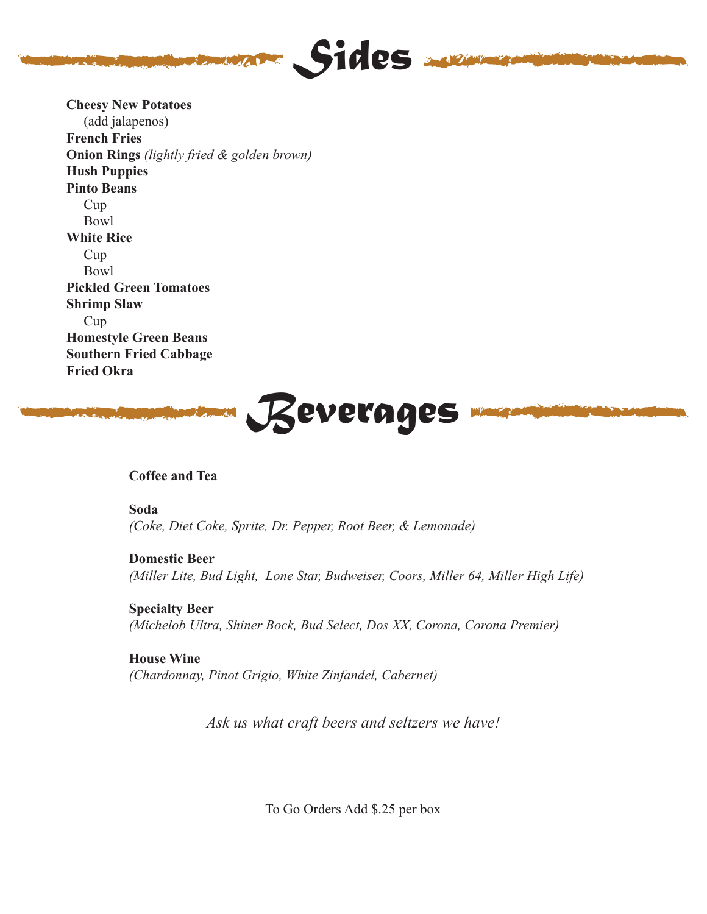# Sides

**Cheesy New Potatoes**
(add jalapenos)
**French Fries**
**Onion Rings** *(lightly fried & golden brown)*
**Hush Puppies**
**Pinto Beans**
Cup
Bowl
**White Rice**
Cup
Bowl
**Pickled Green Tomatoes**
**Shrimp Slaw**
Cup
**Homestyle Green Beans**
**Southern Fried Cabbage**
**Fried Okra**

# Beverages

**Coffee and Tea**

**Soda**
*(Coke, Diet Coke, Sprite, Dr. Pepper, Root Beer, & Lemonade)*

**Domestic Beer**
*(Miller Lite, Bud Light, Lone Star, Budweiser, Coors, Miller 64, Miller High Life)*

**Specialty Beer**
*(Michelob Ultra, Shiner Bock, Bud Select, Dos XX, Corona, Corona Premier)*

**House Wine**
*(Chardonnay, Pinot Grigio, White Zinfandel, Cabernet)*

*Ask us what craft beers and seltzers we have!*

To Go Orders Add $.25 per box